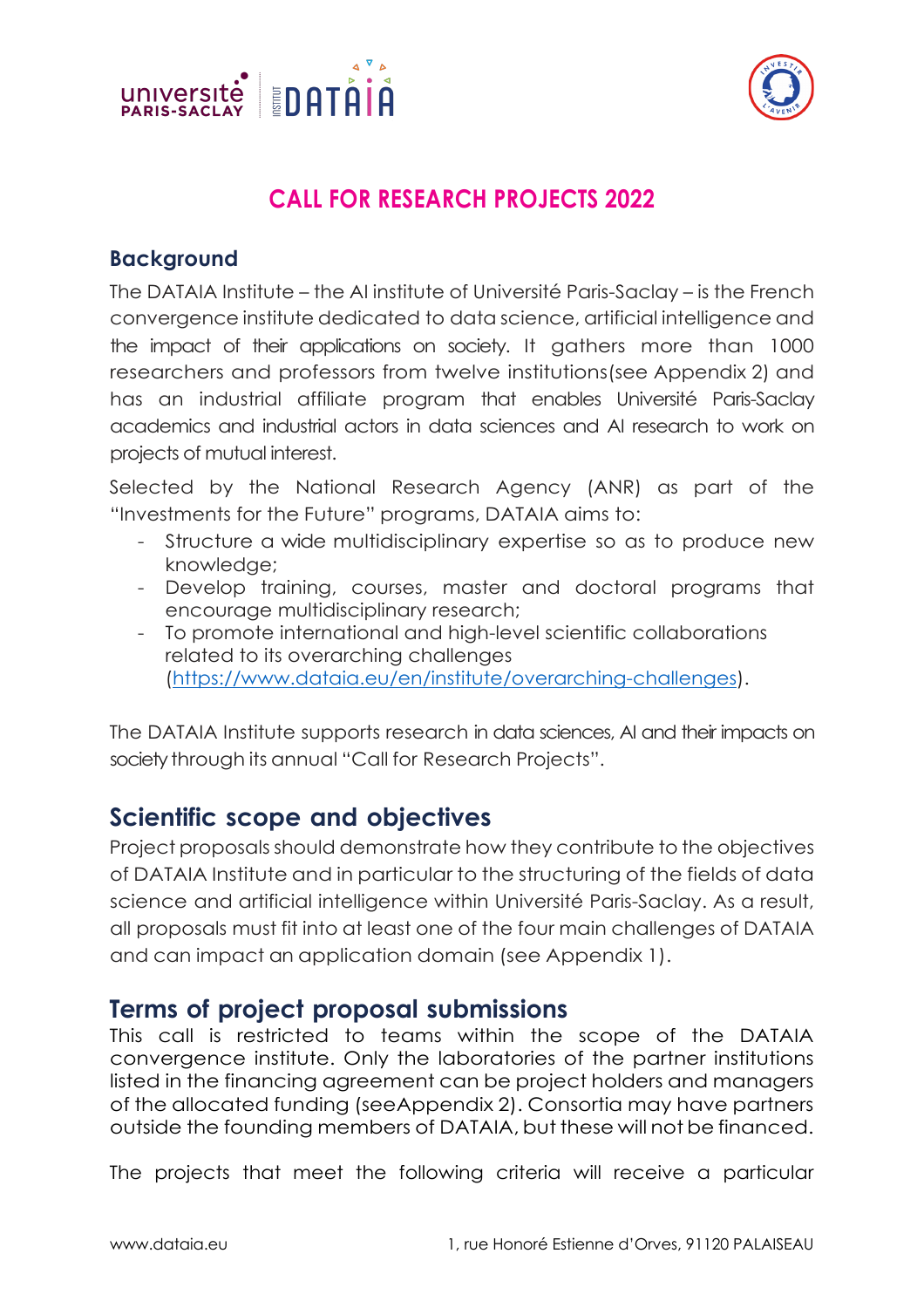# CALL FOR RESEARCH PROJECTS 2022

## Background

The DATAIA Institute – the AI institute of Université Paris-Saclay – is the French convergence institute dedicated to data science, artificial intelligence and the impact of their applications on society. It gathers more than 1000 researchers and professors from twelve institutions(see Appendix 2) and has an industrial affiliate program that enables Université Paris-Saclay academics and industrial actors in data sciences and AI research to work on projects of mutual interest.

Selected by the National Research Agency (ANR) as part of the "Investments for the Future" programs, DATAIA aims to:

- Structure a wide multidisciplinary expertise so as to produce new knowledge;
- Develop training, courses, master and doctoral programs that encourage multidisciplinary research;
- To promote international and high-level scientific collaborations related to its overarching challenges (https://www.dataia.eu/en/institute/overarching-challenges).

The DATAIA Institute supports research in data sciences, AI and their impacts on society through its annual "Call for Research Projects".

## Scientific scope and objectives

Project proposals should demonstrate how they contribute to the objectives of DATAIA Institute and in particular to the structuring of the fields of data science and artificial intelligence within Université Paris-Saclay. As a result, all proposals must fit into at least one of the four main challenges of DATAIA and can impact an application domain (see Appendix 1).

## Terms of project proposal submissions

This call is restricted to teams within the scope of the DATAIA convergence institute. Only the laboratories of the partner institutions listed in the financing agreement can be project holders and managers of the allocated funding (seeAppendix 2). Consortia may have partners outside the founding members of DATAIA, but these will not be financed.

The projects that meet the following criteria will receive a particular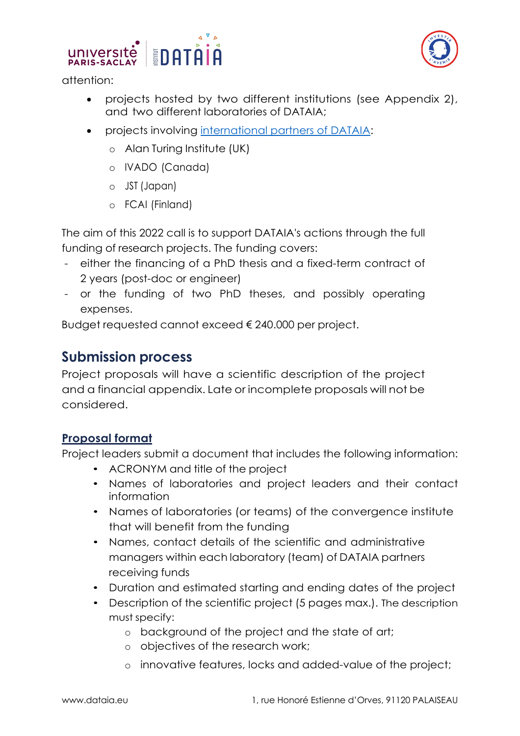attention:

- projects hosted by two different institutions (see Appendix 2), and two different laboratories of DATAIA;
- projects involving [international partners of DATAIA](#):
  - Alan Turing Institute (UK)
  - IVADO (Canada)
  - JST (Japan)
  - FCAI (Finland)

The aim of this 2022 call is to support DATAIA's actions through the full funding of research projects. The funding covers:

- either the financing of a PhD thesis and a fixed-term contract of 2 years (post-doc or engineer)
- or the funding of two PhD theses, and possibly operating expenses.

Budget requested cannot exceed € 240.000 per project.

## Submission process

Project proposals will have a scientific description of the project and a financial appendix. Late or incomplete proposals will not be considered.

### Proposal format

Project leaders submit a document that includes the following information:

- ACRONYM and title of the project
- Names of laboratories and project leaders and their contact information
- Names of laboratories (or teams) of the convergence institute that will benefit from the funding
- Names, contact details of the scientific and administrative managers within each laboratory (team) of DATAIA partners receiving funds
- Duration and estimated starting and ending dates of the project
- Description of the scientific project (5 pages max.). The description must specify:
  - background of the project and the state of art;
  - objectives of the research work;
  - innovative features, locks and added-value of the project;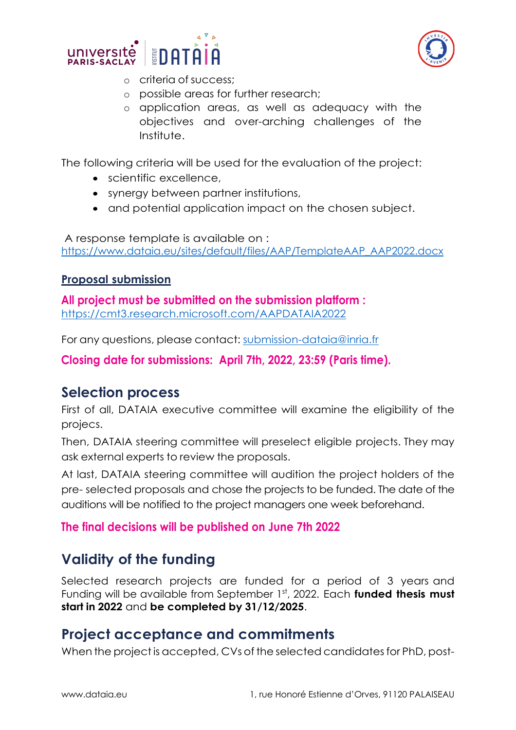- criteria of success;
- possible areas for further research;
- application areas, as well as adequacy with the objectives and over-arching challenges of the Institute.

The following criteria will be used for the evaluation of the project:

- scientific excellence,
- synergy between partner institutions,
- and potential application impact on the chosen subject.

A response template is available on : https://www.dataia.eu/sites/default/files/AAP/TemplateAAP_AAP2022.docx

**Proposal submission**

**All project must be submitted on the submission platform :** https://cmt3.research.microsoft.com/AAPDATAIA2022

For any questions, please contact: submission-dataia@inria.fr

**Closing date for submissions: April 7th, 2022, 23:59 (Paris time).**

## Selection process

First of all, DATAIA executive committee will examine the eligibility of the projecs.

Then, DATAIA steering committee will preselect eligible projects. They may ask external experts to review the proposals.

At last, DATAIA steering committee will audition the project holders of the pre- selected proposals and chose the projects to be funded. The date of the auditions will be notified to the project managers one week beforehand.

**The final decisions will be published on June 7th 2022**

## Validity of the funding

Selected research projects are funded for a period of 3 years and Funding will be available from September 1st, 2022. Each **funded thesis must start in 2022** and **be completed by 31/12/2025**.

## Project acceptance and commitments

When the project is accepted, CVs of the selected candidates for PhD, post-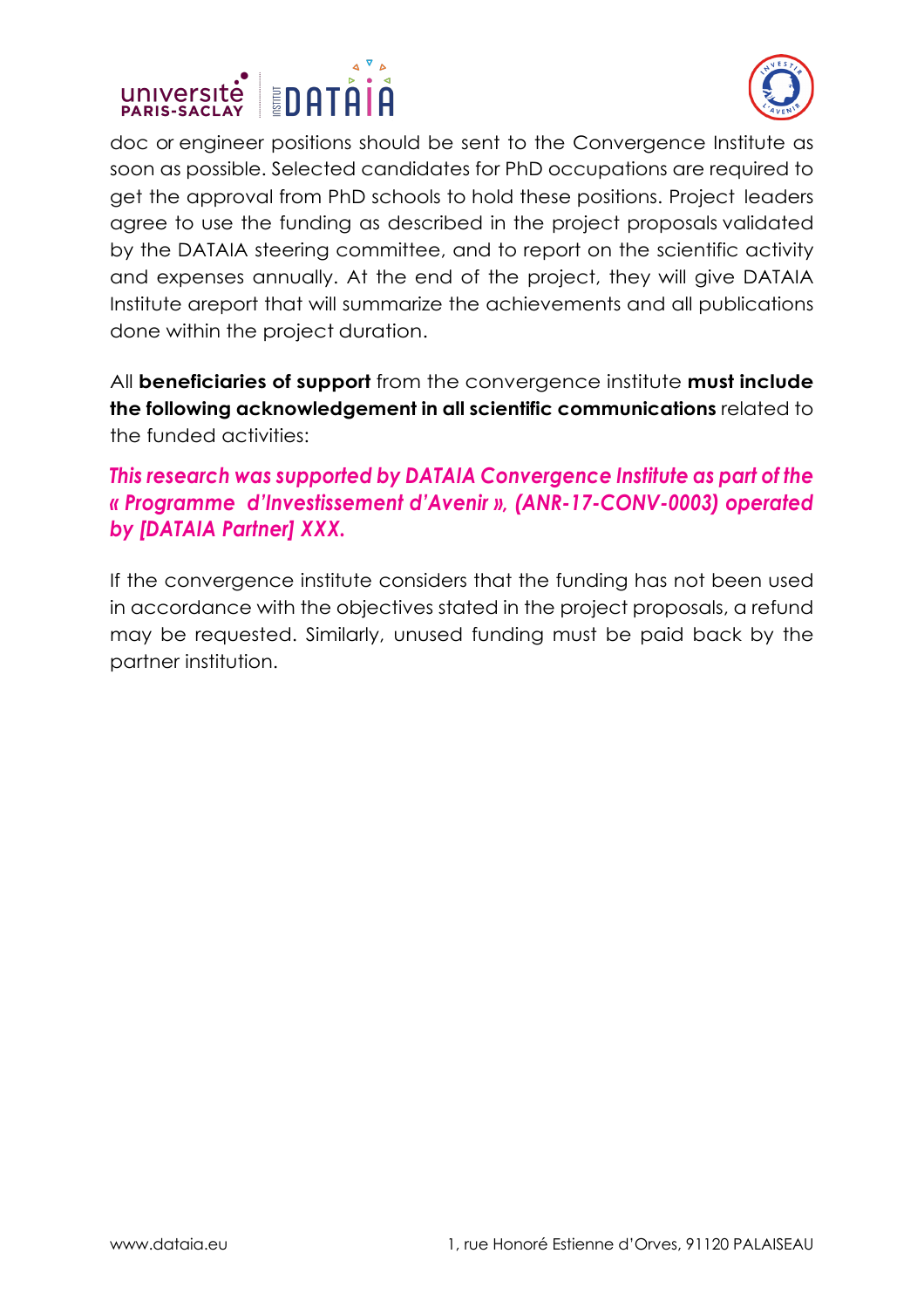doc or engineer positions should be sent to the Convergence Institute as soon as possible. Selected candidates for PhD occupations are required to get the approval from PhD schools to hold these positions. Project leaders agree to use the funding as described in the project proposals validated by the DATAIA steering committee, and to report on the scientific activity and expenses annually. At the end of the project, they will give DATAIA Institute areport that will summarize the achievements and all publications done within the project duration.

All **beneficiaries of support** from the convergence institute **must include the following acknowledgement in all scientific communications** related to the funded activities:

***This research was supported by DATAIA Convergence Institute as part of the « Programme d'Investissement d'Avenir », (ANR-17-CONV-0003) operated by [DATAIA Partner] XXX.***

If the convergence institute considers that the funding has not been used in accordance with the objectives stated in the project proposals, a refund may be requested. Similarly, unused funding must be paid back by the partner institution.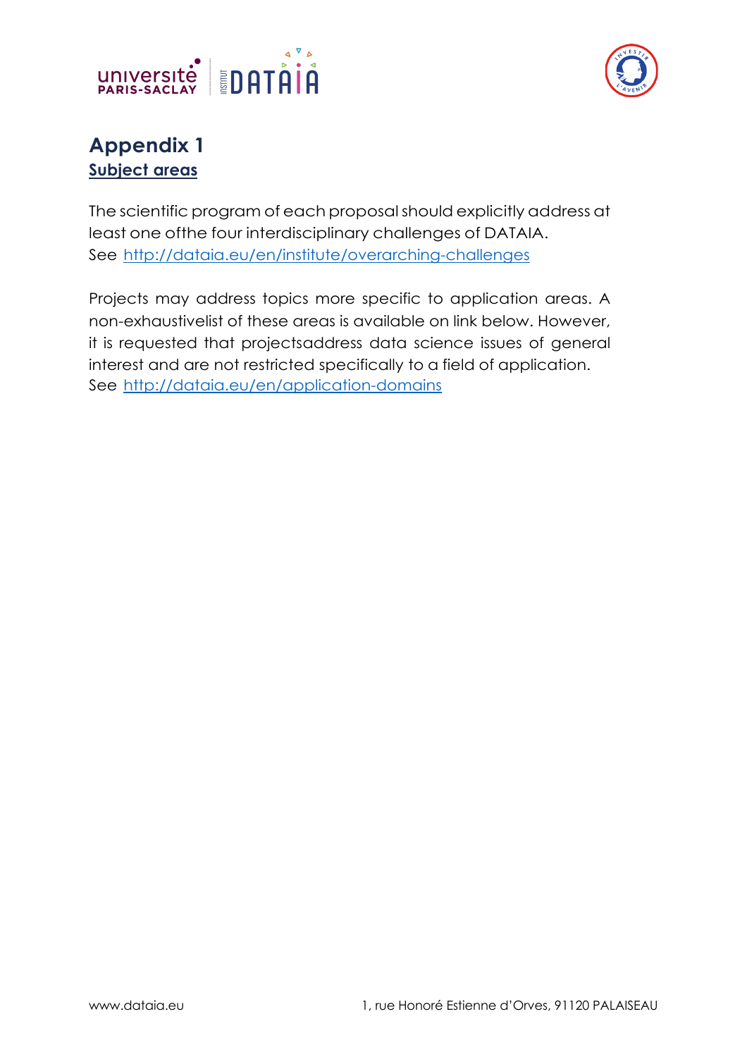# Appendix 1

## Subject areas

The scientific program of each proposal should explicitly address at least one ofthe four interdisciplinary challenges of DATAIA.
See http://dataia.eu/en/institute/overarching-challenges

Projects may address topics more specific to application areas. A non-exhaustivelist of these areas is available on link below. However, it is requested that projectsaddress data science issues of general interest and are not restricted specifically to a field of application.
See http://dataia.eu/en/application-domains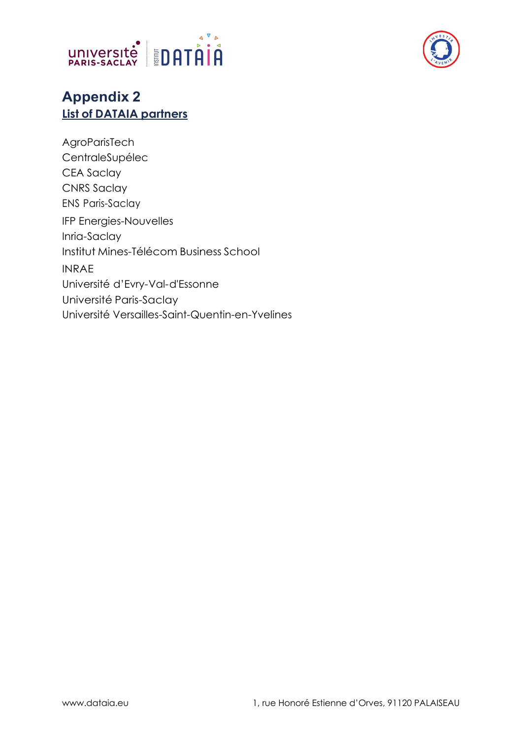# Appendix 2

**List of DATAIA partners**

AgroParisTech
CentraleSupélec
CEA Saclay
CNRS Saclay
ENS Paris-Saclay
IFP Energies-Nouvelles
Inria-Saclay
Institut Mines-Télécom Business School
INRAE
Université d'Evry-Val-d'Essonne
Université Paris-Saclay
Université Versailles-Saint-Quentin-en-Yvelines